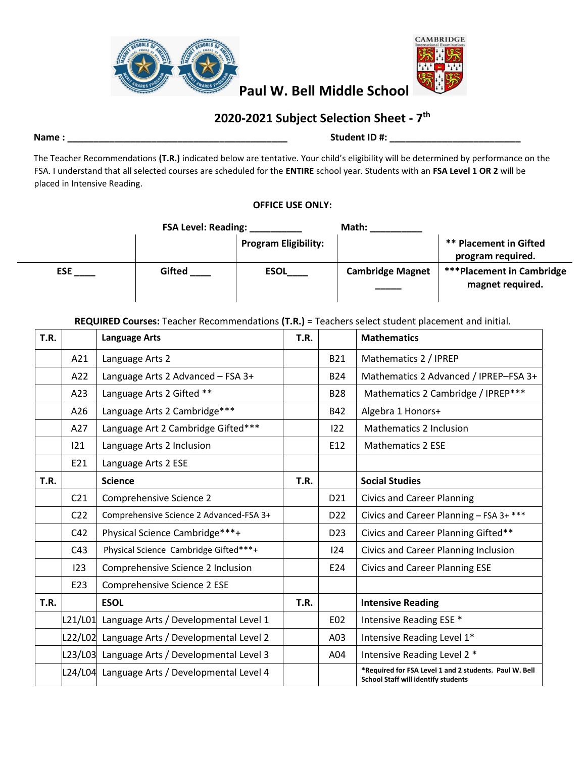# Paul W. Bell Middle School

## 2020-2021 Subject Selection Sheet - 7th

**Name :** ___________________________________________ **Student ID #:** _________________________

The Teacher Recommendations **(T.R.)** indicated below are tentative. Your child's eligibility will be determined by performance on the FSA. I understand that all selected courses are scheduled for the **ENTIRE** school year. Students with an **FSA Level 1 OR 2** will be placed in Intensive Reading.

**OFFICE USE ONLY:**

**FSA Level: Reading:** __________ **Math:** __________

| | | **Program Eligibility:** | | **** Placement in Gifted program required.** |
|---|---|---|---|---|
| **ESE** ____ | **Gifted** ____ | **ESOL**____ | **Cambridge Magnet** _____ | *****Placement in Cambridge magnet required.** |

**REQUIRED Courses:** Teacher Recommendations **(T.R.)** = Teachers select student placement and initial.

| T.R. | | Language Arts | T.R. | | Mathematics |
|---|---|---|---|---|---|
| | A21 | Language Arts 2 | | B21 | Mathematics 2 / IPREP |
| | A22 | Language Arts 2 Advanced – FSA 3+ | | B24 | Mathematics 2 Advanced / IPREP–FSA 3+ |
| | A23 | Language Arts 2 Gifted ** | | B28 | Mathematics 2 Cambridge / IPREP*** |
| | A26 | Language Arts 2 Cambridge*** | | B42 | Algebra 1 Honors+ |
| | A27 | Language Art 2 Cambridge Gifted*** | | I22 | Mathematics 2 Inclusion |
| | I21 | Language Arts 2 Inclusion | | E12 | Mathematics 2 ESE |
| | E21 | Language Arts 2 ESE | | | |
| **T.R.** | | **Science** | **T.R.** | | **Social Studies** |
| | C21 | Comprehensive Science 2 | | D21 | Civics and Career Planning |
| | C22 | Comprehensive Science 2 Advanced-FSA 3+ | | D22 | Civics and Career Planning – FSA 3+ *** |
| | C42 | Physical Science Cambridge***+ | | D23 | Civics and Career Planning Gifted** |
| | C43 | Physical Science Cambridge Gifted***+ | | I24 | Civics and Career Planning Inclusion |
| | I23 | Comprehensive Science 2 Inclusion | | E24 | Civics and Career Planning ESE |
| | E23 | Comprehensive Science 2 ESE | | | |
| **T.R.** | | **ESOL** | **T.R.** | | **Intensive Reading** |
| | L21/L01 | Language Arts / Developmental Level 1 | | E02 | Intensive Reading ESE * |
| | L22/L02 | Language Arts / Developmental Level 2 | | A03 | Intensive Reading Level 1* |
| | L23/L03 | Language Arts / Developmental Level 3 | | A04 | Intensive Reading Level 2 * |
| | L24/L04 | Language Arts / Developmental Level 4 | | | ***Required for FSA Level 1 and 2 students. Paul W. Bell School Staff will identify students** |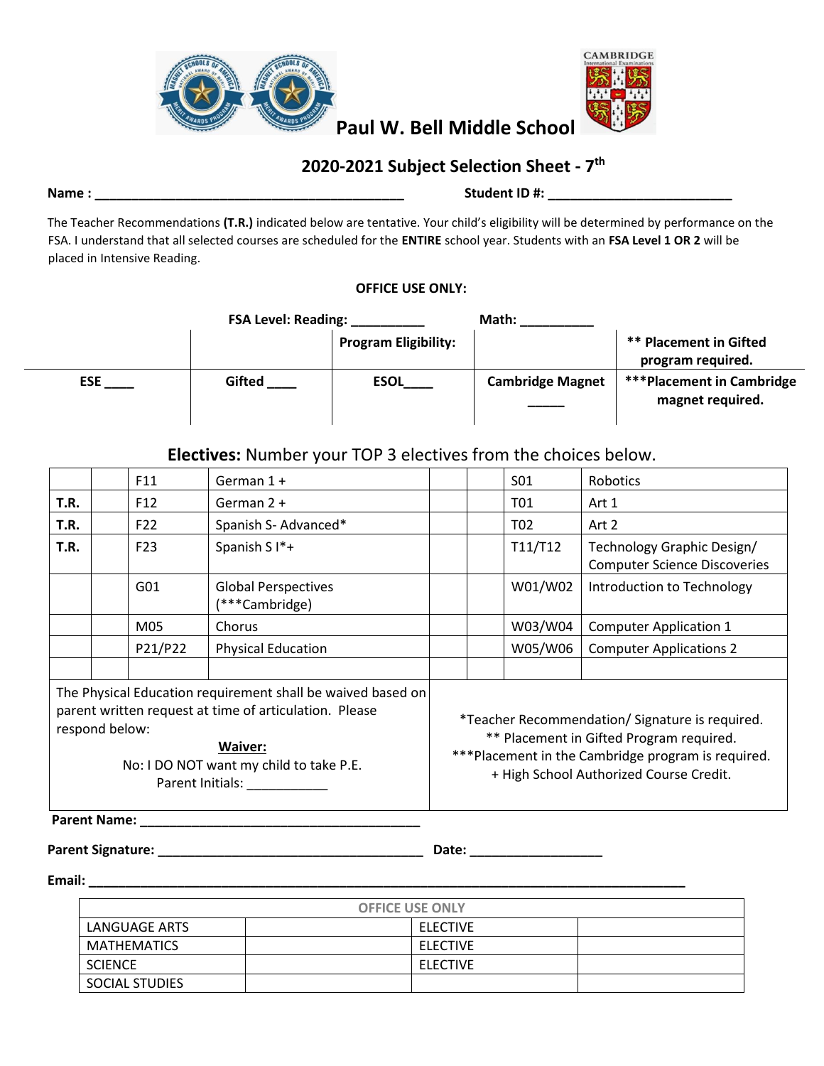# Paul W. Bell Middle School

## 2020-2021 Subject Selection Sheet - 7th

**Name :** ___________________________________________ **Student ID #:** _________________________

The Teacher Recommendations **(T.R.)** indicated below are tentative. Your child's eligibility will be determined by performance on the FSA. I understand that all selected courses are scheduled for the **ENTIRE** school year. Students with an **FSA Level 1 OR 2** will be placed in Intensive Reading.

**OFFICE USE ONLY:**

**FSA Level: Reading:** __________ **Math:** __________

| | | | | |
|---|---|---|---|---|
| | | **Program Eligibility:** | | **\*\* Placement in Gifted program required.** |
| **ESE ____** | **Gifted ____** | **ESOL____** | **Cambridge Magnet _____** | **\*\*\*Placement in Cambridge magnet required.** |

**Electives:** Number your TOP 3 electives from the choices below.

| | | | | | | | |
|---|---|---|---|---|---|---|---|
| | | F11 | German 1 + | | | S01 | Robotics |
| **T.R.** | | F12 | German 2 + | | | T01 | Art 1 |
| **T.R.** | | F22 | Spanish S- Advanced* | | | T02 | Art 2 |
| **T.R.** | | F23 | Spanish S I*+ | | | T11/T12 | Technology Graphic Design/ Computer Science Discoveries |
| | | G01 | Global Perspectives (***Cambridge) | | | W01/W02 | Introduction to Technology |
| | | M05 | Chorus | | | W03/W04 | Computer Application 1 |
| | | P21/P22 | Physical Education | | | W05/W06 | Computer Applications 2 |
| | | | | | | | |

The Physical Education requirement shall be waived based on parent written request at time of articulation. Please respond below:

**Waiver:**

No: I DO NOT want my child to take P.E.

Parent Initials: ___________

*Teacher Recommendation/ Signature is required.
** Placement in Gifted Program required.
***Placement in the Cambridge program is required.
+ High School Authorized Course Credit.

**Parent Name:** _______________________________________

**Parent Signature:** _____________________________________ **Date:** __________________

**Email:** _______________________________________________________________________________________

| OFFICE USE ONLY | | | |
|---|---|---|---|
| LANGUAGE ARTS | | ELECTIVE | |
| MATHEMATICS | | ELECTIVE | |
| SCIENCE | | ELECTIVE | |
| SOCIAL STUDIES | | | |